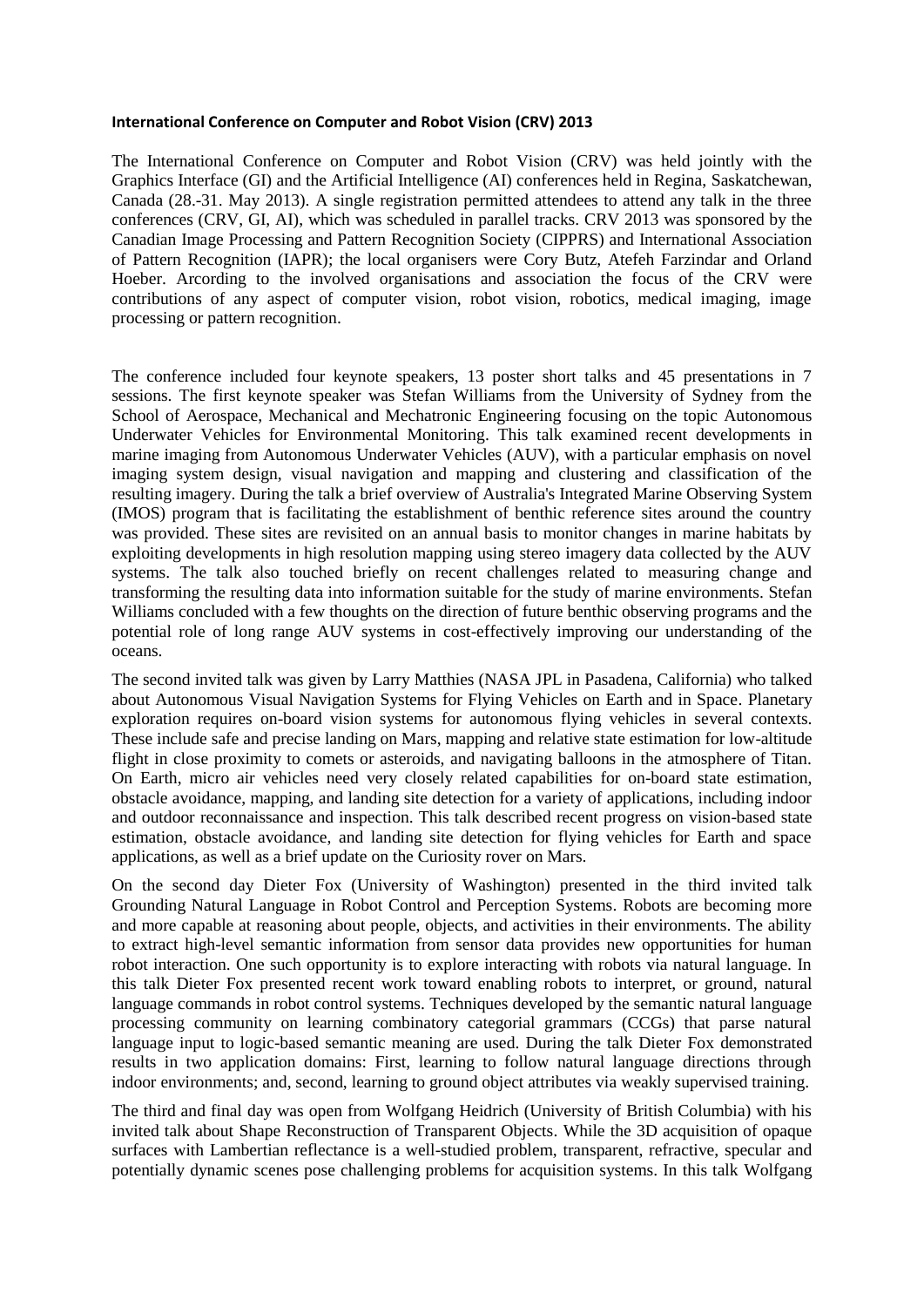**International Conference on Computer and Robot Vision (CRV) 2013**

The International Conference on Computer and Robot Vision (CRV) was held jointly with the Graphics Interface (GI) and the Artificial Intelligence (AI) conferences held in Regina, Saskatchewan, Canada (28.-31. May 2013). A single registration permitted attendees to attend any talk in the three conferences (CRV, GI, AI), which was scheduled in parallel tracks. CRV 2013 was sponsored by the Canadian Image Processing and Pattern Recognition Society (CIPPRS) and International Association of Pattern Recognition (IAPR); the local organisers were Cory Butz, Atefeh Farzindar and Orland Hoeber. Arcording to the involved organisations and association the focus of the CRV were contributions of any aspect of computer vision, robot vision, robotics, medical imaging, image processing or pattern recognition.

The conference included four keynote speakers, 13 poster short talks and 45 presentations in 7 sessions. The first keynote speaker was Stefan Williams from the University of Sydney from the School of Aerospace, Mechanical and Mechatronic Engineering focusing on the topic Autonomous Underwater Vehicles for Environmental Monitoring. This talk examined recent developments in marine imaging from Autonomous Underwater Vehicles (AUV), with a particular emphasis on novel imaging system design, visual navigation and mapping and clustering and classification of the resulting imagery. During the talk a brief overview of Australia's Integrated Marine Observing System (IMOS) program that is facilitating the establishment of benthic reference sites around the country was provided. These sites are revisited on an annual basis to monitor changes in marine habitats by exploiting developments in high resolution mapping using stereo imagery data collected by the AUV systems. The talk also touched briefly on recent challenges related to measuring change and transforming the resulting data into information suitable for the study of marine environments. Stefan Williams concluded with a few thoughts on the direction of future benthic observing programs and the potential role of long range AUV systems in cost-effectively improving our understanding of the oceans.

The second invited talk was given by Larry Matthies (NASA JPL in Pasadena, California) who talked about Autonomous Visual Navigation Systems for Flying Vehicles on Earth and in Space. Planetary exploration requires on-board vision systems for autonomous flying vehicles in several contexts. These include safe and precise landing on Mars, mapping and relative state estimation for low-altitude flight in close proximity to comets or asteroids, and navigating balloons in the atmosphere of Titan. On Earth, micro air vehicles need very closely related capabilities for on-board state estimation, obstacle avoidance, mapping, and landing site detection for a variety of applications, including indoor and outdoor reconnaissance and inspection. This talk described recent progress on vision-based state estimation, obstacle avoidance, and landing site detection for flying vehicles for Earth and space applications, as well as a brief update on the Curiosity rover on Mars.

On the second day Dieter Fox (University of Washington) presented in the third invited talk Grounding Natural Language in Robot Control and Perception Systems. Robots are becoming more and more capable at reasoning about people, objects, and activities in their environments. The ability to extract high-level semantic information from sensor data provides new opportunities for human robot interaction. One such opportunity is to explore interacting with robots via natural language. In this talk Dieter Fox presented recent work toward enabling robots to interpret, or ground, natural language commands in robot control systems. Techniques developed by the semantic natural language processing community on learning combinatory categorial grammars (CCGs) that parse natural language input to logic-based semantic meaning are used. During the talk Dieter Fox demonstrated results in two application domains: First, learning to follow natural language directions through indoor environments; and, second, learning to ground object attributes via weakly supervised training.

The third and final day was open from Wolfgang Heidrich (University of British Columbia) with his invited talk about Shape Reconstruction of Transparent Objects. While the 3D acquisition of opaque surfaces with Lambertian reflectance is a well-studied problem, transparent, refractive, specular and potentially dynamic scenes pose challenging problems for acquisition systems. In this talk Wolfgang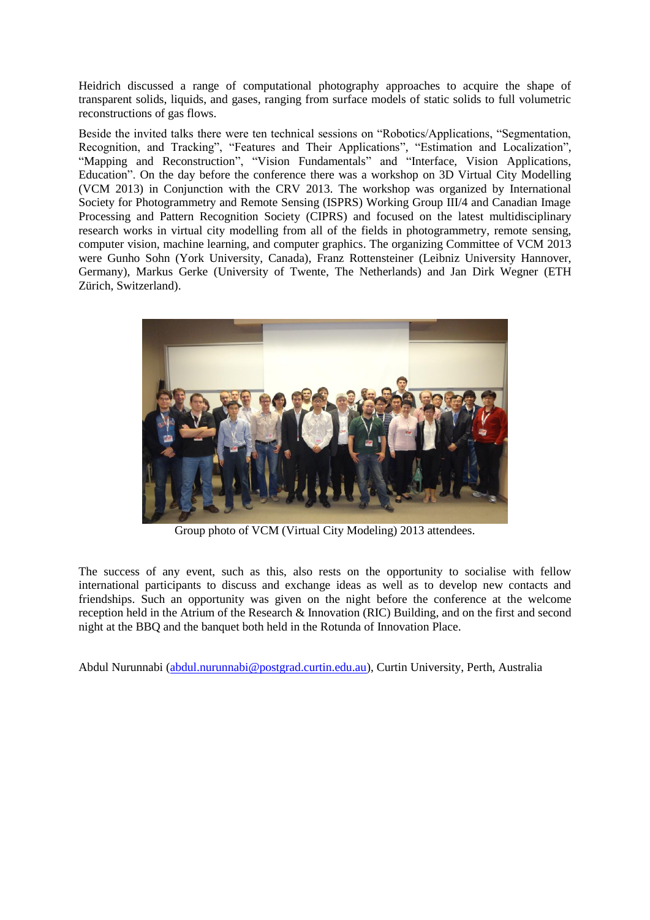Heidrich discussed a range of computational photography approaches to acquire the shape of transparent solids, liquids, and gases, ranging from surface models of static solids to full volumetric reconstructions of gas flows.

Beside the invited talks there were ten technical sessions on “Robotics/Applications, “Segmentation, Recognition, and Tracking”, “Features and Their Applications”, “Estimation and Localization”, “Mapping and Reconstruction”, “Vision Fundamentals” and “Interface, Vision Applications, Education”. On the day before the conference there was a workshop on 3D Virtual City Modelling (VCM 2013) in Conjunction with the CRV 2013. The workshop was organized by International Society for Photogrammetry and Remote Sensing (ISPRS) Working Group III/4 and Canadian Image Processing and Pattern Recognition Society (CIPRS) and focused on the latest multidisciplinary research works in virtual city modelling from all of the fields in photogrammetry, remote sensing, computer vision, machine learning, and computer graphics. The organizing Committee of VCM 2013 were Gunho Sohn (York University, Canada), Franz Rottensteiner (Leibniz University Hannover, Germany), Markus Gerke (University of Twente, The Netherlands) and Jan Dirk Wegner (ETH Zürich, Switzerland).

Group photo of VCM (Virtual City Modeling) 2013 attendees.

The success of any event, such as this, also rests on the opportunity to socialise with fellow international participants to discuss and exchange ideas as well as to develop new contacts and friendships. Such an opportunity was given on the night before the conference at the welcome reception held in the Atrium of the Research & Innovation (RIC) Building, and on the first and second night at the BBQ and the banquet both held in the Rotunda of Innovation Place.

Abdul Nurunnabi (abdul.nurunnabi@postgrad.curtin.edu.au), Curtin University, Perth, Australia